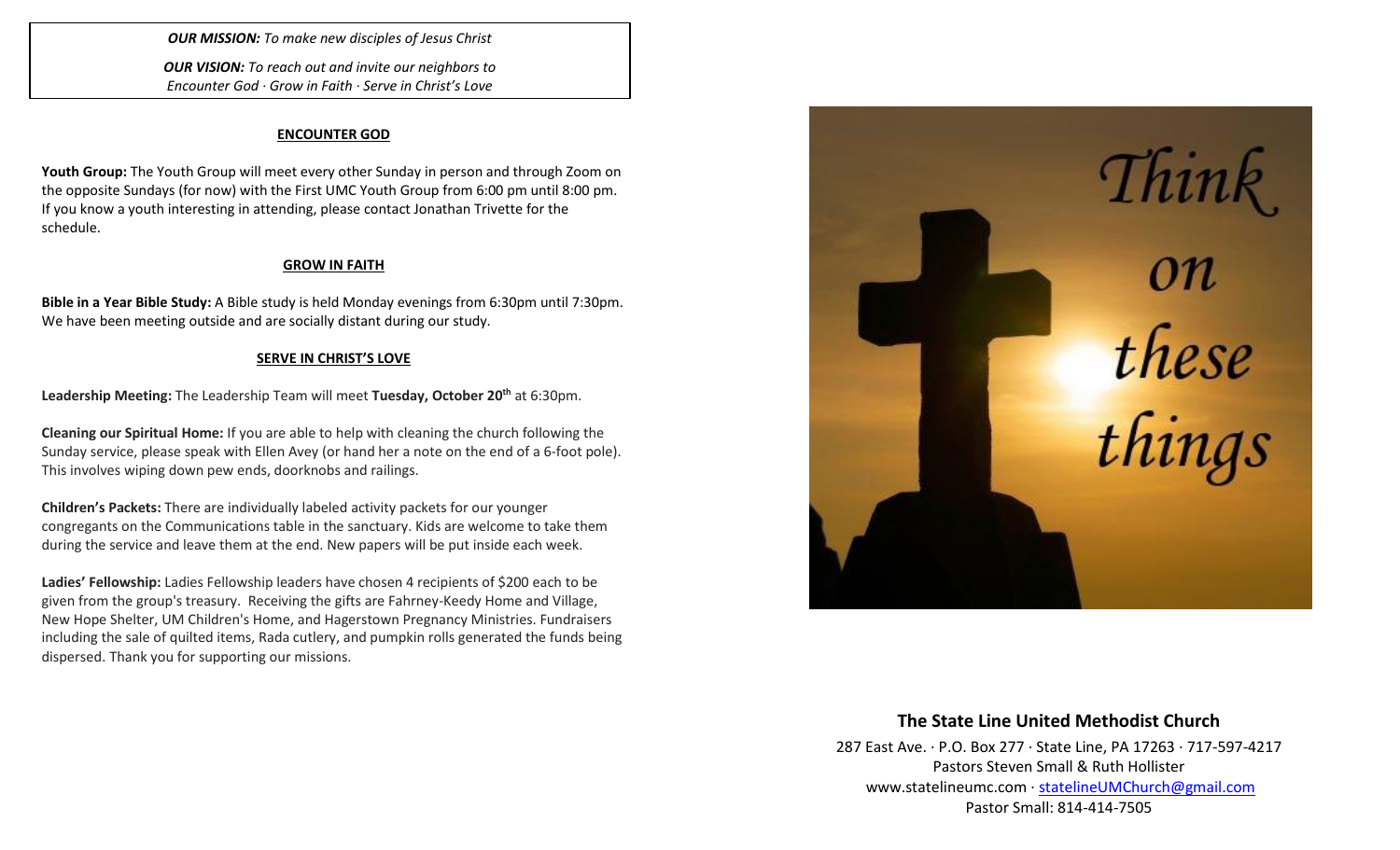***OUR MISSION:*** *To make new disciples of Jesus Christ*

***OUR VISION:*** *To reach out and invite our neighbors to Encounter God · Grow in Faith · Serve in Christ's Love*

## ENCOUNTER GOD

**Youth Group:** The Youth Group will meet every other Sunday in person and through Zoom on the opposite Sundays (for now) with the First UMC Youth Group from 6:00 pm until 8:00 pm. If you know a youth interesting in attending, please contact Jonathan Trivette for the schedule.

## GROW IN FAITH

**Bible in a Year Bible Study:** A Bible study is held Monday evenings from 6:30pm until 7:30pm. We have been meeting outside and are socially distant during our study.

## SERVE IN CHRIST'S LOVE

**Leadership Meeting:** The Leadership Team will meet **Tuesday, October 20th** at 6:30pm.

**Cleaning our Spiritual Home:** If you are able to help with cleaning the church following the Sunday service, please speak with Ellen Avey (or hand her a note on the end of a 6-foot pole). This involves wiping down pew ends, doorknobs and railings.

**Children's Packets:** There are individually labeled activity packets for our younger congregants on the Communications table in the sanctuary. Kids are welcome to take them during the service and leave them at the end. New papers will be put inside each week.

**Ladies' Fellowship:** Ladies Fellowship leaders have chosen 4 recipients of $200 each to be given from the group's treasury. Receiving the gifts are Fahrney-Keedy Home and Village, New Hope Shelter, UM Children's Home, and Hagerstown Pregnancy Ministries. Fundraisers including the sale of quilted items, Rada cutlery, and pumpkin rolls generated the funds being dispersed. Thank you for supporting our missions.

*Think on these things*

## The State Line United Methodist Church

287 East Ave. · P.O. Box 277 · State Line, PA 17263 · 717-597-4217
Pastors Steven Small & Ruth Hollister
www.statelineumc.com · statelineUMChurch@gmail.com
Pastor Small: 814-414-7505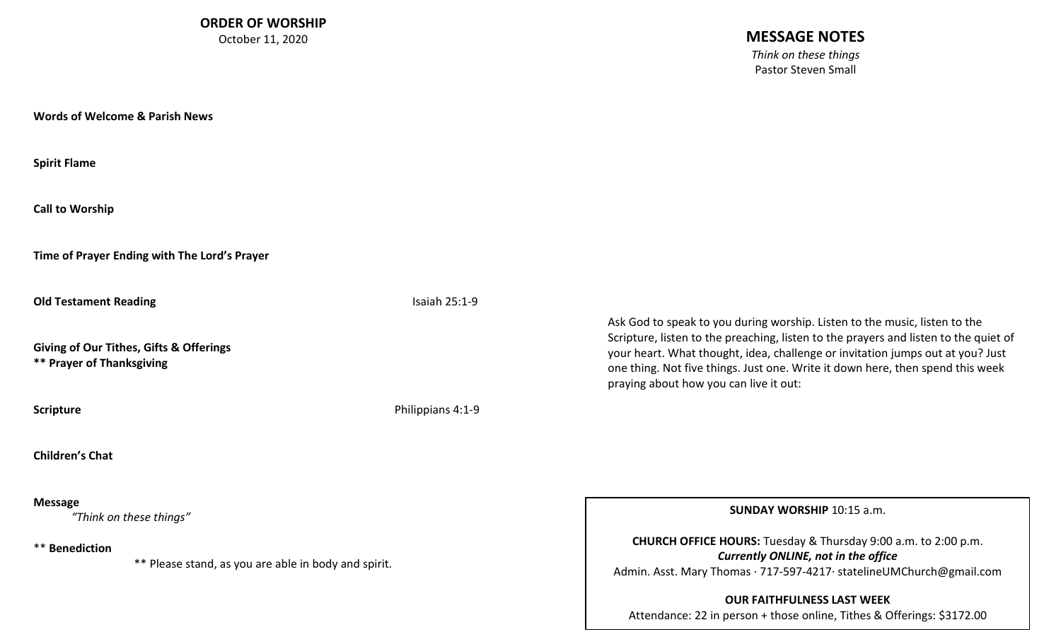## ORDER OF WORSHIP

October 11, 2020

**Words of Welcome & Parish News**

**Spirit Flame**

**Call to Worship**

**Time of Prayer Ending with The Lord's Prayer**

**Old Testament Reading** Isaiah 25:1-9

**Giving of Our Tithes, Gifts & Offerings**
**** Prayer of Thanksgiving**

**Scripture** Philippians 4:1-9

**Children's Chat**

**Message**
*"Think on these things"*

** **Benediction**

** Please stand, as you are able in body and spirit.

## MESSAGE NOTES

*Think on these things*
Pastor Steven Small

Ask God to speak to you during worship. Listen to the music, listen to the Scripture, listen to the preaching, listen to the prayers and listen to the quiet of your heart. What thought, idea, challenge or invitation jumps out at you? Just one thing. Not five things. Just one. Write it down here, then spend this week praying about how you can live it out:

**SUNDAY WORSHIP** 10:15 a.m.

**CHURCH OFFICE HOURS:** Tuesday & Thursday 9:00 a.m. to 2:00 p.m.
***Currently ONLINE, not in the office***
Admin. Asst. Mary Thomas · 717-597-4217· statelineUMChurch@gmail.com

**OUR FAITHFULNESS LAST WEEK**
Attendance: 22 in person + those online, Tithes & Offerings: $3172.00